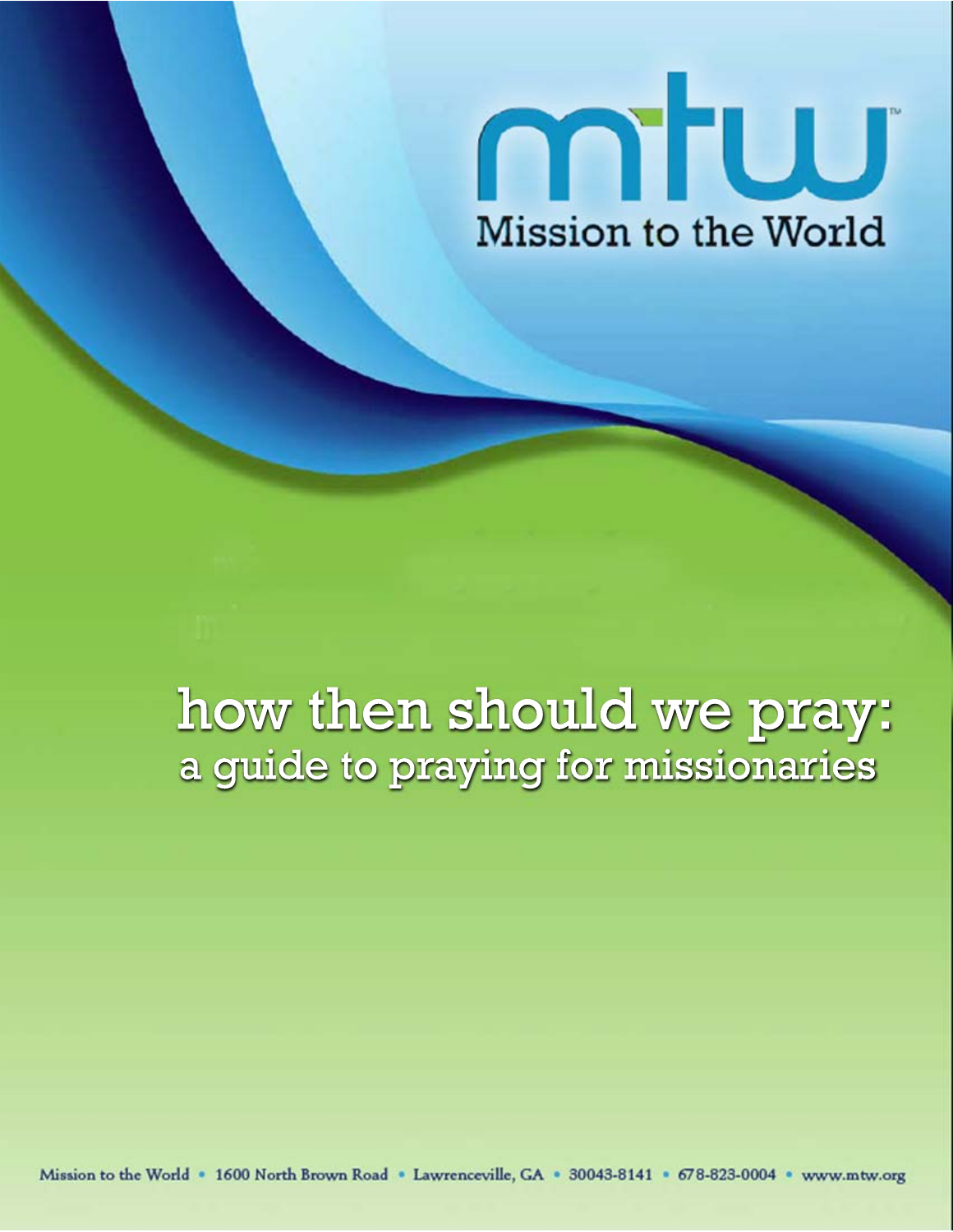mtw

Mission to the World

# how then should we pray:

## a guide to praying for missionaries

Mission to the World • 1600 North Brown Road • Lawrenceville, GA • 30043-8141 • 678-823-0004 • www.mtw.org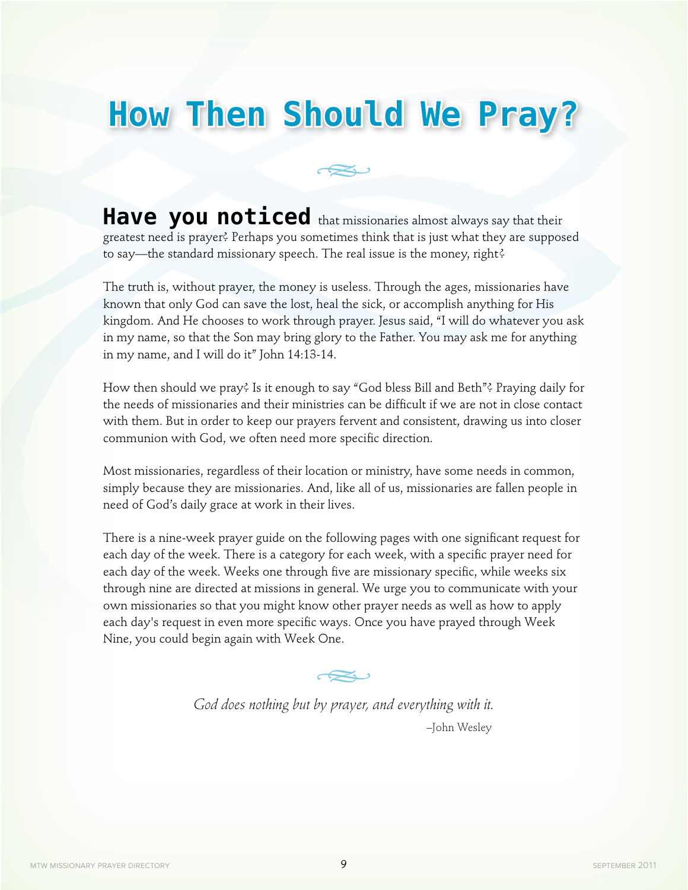# How Then Should We Pray?

**Have you noticed** that missionaries almost always say that their greatest need is prayer? Perhaps you sometimes think that is just what they are supposed to say—the standard missionary speech. The real issue is the money, right?

The truth is, without prayer, the money is useless. Through the ages, missionaries have known that only God can save the lost, heal the sick, or accomplish anything for His kingdom. And He chooses to work through prayer. Jesus said, "I will do whatever you ask in my name, so that the Son may bring glory to the Father. You may ask me for anything in my name, and I will do it" John 14:13-14.

How then should we pray? Is it enough to say "God bless Bill and Beth"? Praying daily for the needs of missionaries and their ministries can be difficult if we are not in close contact with them. But in order to keep our prayers fervent and consistent, drawing us into closer communion with God, we often need more specific direction.

Most missionaries, regardless of their location or ministry, have some needs in common, simply because they are missionaries. And, like all of us, missionaries are fallen people in need of God's daily grace at work in their lives.

There is a nine-week prayer guide on the following pages with one significant request for each day of the week. There is a category for each week, with a specific prayer need for each day of the week. Weeks one through five are missionary specific, while weeks six through nine are directed at missions in general. We urge you to communicate with your own missionaries so that you might know other prayer needs as well as how to apply each day's request in even more specific ways. Once you have prayed through Week Nine, you could begin again with Week One.

*God does nothing but by prayer, and everything with it.*

–John Wesley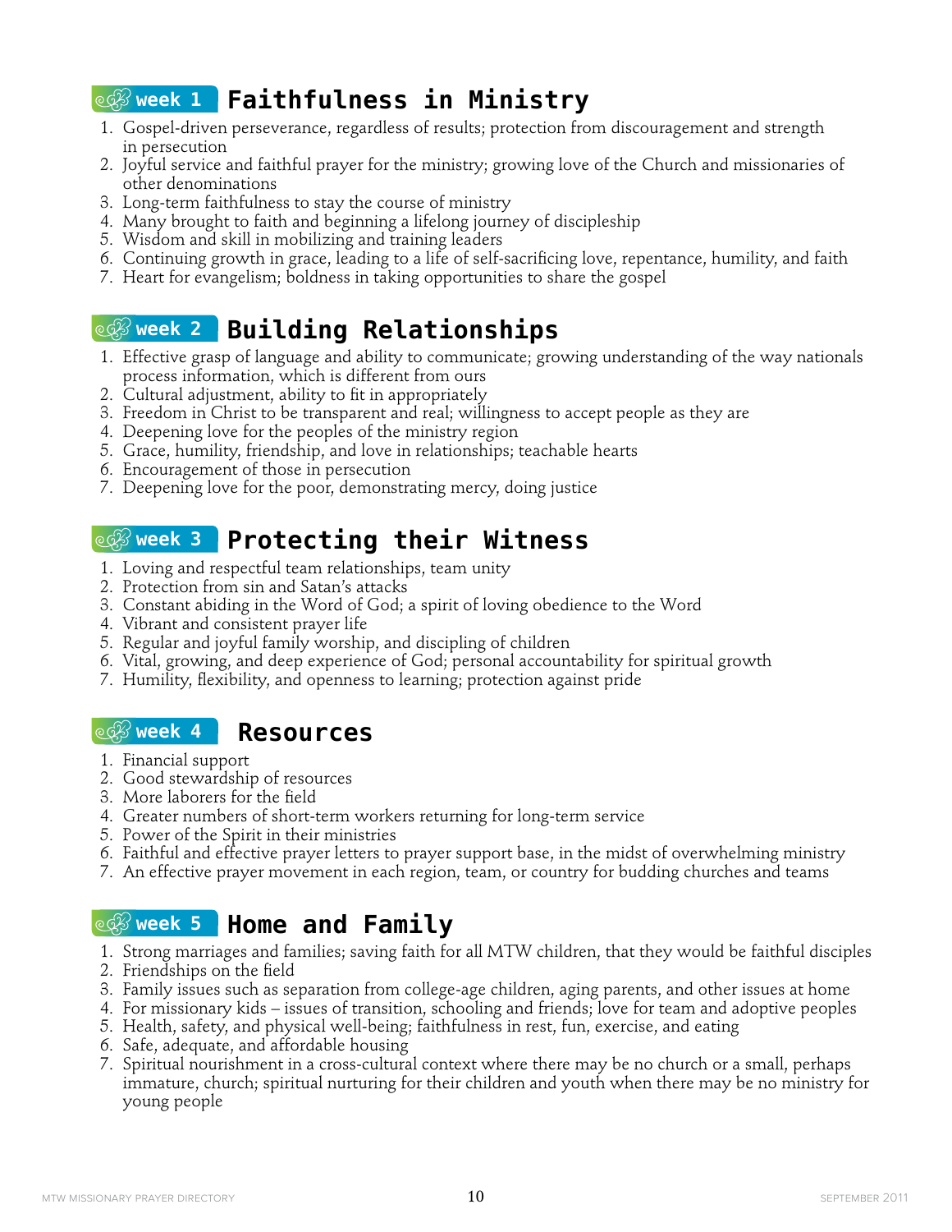## week 1 Faithfulness in Ministry

1. Gospel-driven perseverance, regardless of results; protection from discouragement and strength in persecution
2. Joyful service and faithful prayer for the ministry; growing love of the Church and missionaries of other denominations
3. Long-term faithfulness to stay the course of ministry
4. Many brought to faith and beginning a lifelong journey of discipleship
5. Wisdom and skill in mobilizing and training leaders
6. Continuing growth in grace, leading to a life of self-sacrificing love, repentance, humility, and faith
7. Heart for evangelism; boldness in taking opportunities to share the gospel

## week 2 Building Relationships

1. Effective grasp of language and ability to communicate; growing understanding of the way nationals process information, which is different from ours
2. Cultural adjustment, ability to fit in appropriately
3. Freedom in Christ to be transparent and real; willingness to accept people as they are
4. Deepening love for the peoples of the ministry region
5. Grace, humility, friendship, and love in relationships; teachable hearts
6. Encouragement of those in persecution
7. Deepening love for the poor, demonstrating mercy, doing justice

## week 3 Protecting their Witness

1. Loving and respectful team relationships, team unity
2. Protection from sin and Satan's attacks
3. Constant abiding in the Word of God; a spirit of loving obedience to the Word
4. Vibrant and consistent prayer life
5. Regular and joyful family worship, and discipling of children
6. Vital, growing, and deep experience of God; personal accountability for spiritual growth
7. Humility, flexibility, and openness to learning; protection against pride

## week 4 Resources

1. Financial support
2. Good stewardship of resources
3. More laborers for the field
4. Greater numbers of short-term workers returning for long-term service
5. Power of the Spirit in their ministries
6. Faithful and effective prayer letters to prayer support base, in the midst of overwhelming ministry
7. An effective prayer movement in each region, team, or country for budding churches and teams

## week 5 Home and Family

1. Strong marriages and families; saving faith for all MTW children, that they would be faithful disciples
2. Friendships on the field
3. Family issues such as separation from college-age children, aging parents, and other issues at home
4. For missionary kids – issues of transition, schooling and friends; love for team and adoptive peoples
5. Health, safety, and physical well-being; faithfulness in rest, fun, exercise, and eating
6. Safe, adequate, and affordable housing
7. Spiritual nourishment in a cross-cultural context where there may be no church or a small, perhaps immature, church; spiritual nurturing for their children and youth when there may be no ministry for young people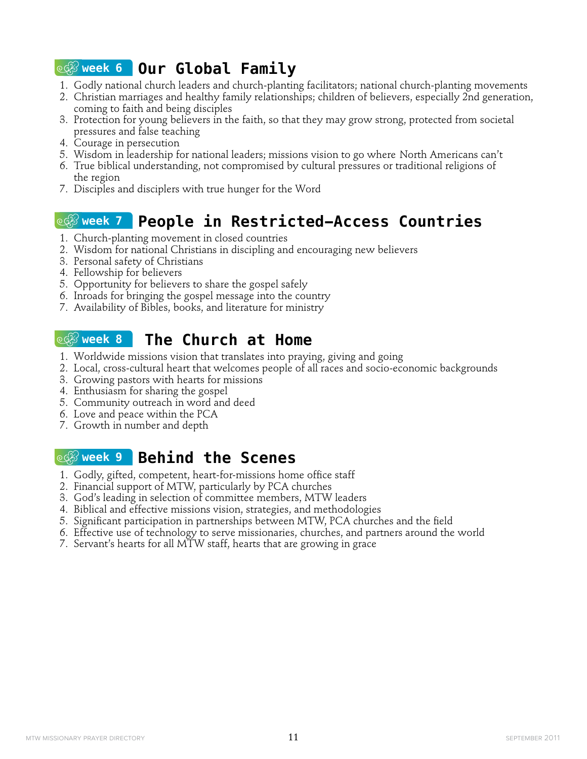## week 6 Our Global Family

1. Godly national church leaders and church-planting facilitators; national church-planting movements
2. Christian marriages and healthy family relationships; children of believers, especially 2nd generation, coming to faith and being disciples
3. Protection for young believers in the faith, so that they may grow strong, protected from societal pressures and false teaching
4. Courage in persecution
5. Wisdom in leadership for national leaders; missions vision to go where North Americans can't
6. True biblical understanding, not compromised by cultural pressures or traditional religions of the region
7. Disciples and disciplers with true hunger for the Word

## week 7 People in Restricted-Access Countries

1. Church-planting movement in closed countries
2. Wisdom for national Christians in discipling and encouraging new believers
3. Personal safety of Christians
4. Fellowship for believers
5. Opportunity for believers to share the gospel safely
6. Inroads for bringing the gospel message into the country
7. Availability of Bibles, books, and literature for ministry

## week 8 The Church at Home

1. Worldwide missions vision that translates into praying, giving and going
2. Local, cross-cultural heart that welcomes people of all races and socio-economic backgrounds
3. Growing pastors with hearts for missions
4. Enthusiasm for sharing the gospel
5. Community outreach in word and deed
6. Love and peace within the PCA
7. Growth in number and depth

## week 9 Behind the Scenes

1. Godly, gifted, competent, heart-for-missions home office staff
2. Financial support of MTW, particularly by PCA churches
3. God's leading in selection of committee members, MTW leaders
4. Biblical and effective missions vision, strategies, and methodologies
5. Significant participation in partnerships between MTW, PCA churches and the field
6. Effective use of technology to serve missionaries, churches, and partners around the world
7. Servant's hearts for all MTW staff, hearts that are growing in grace